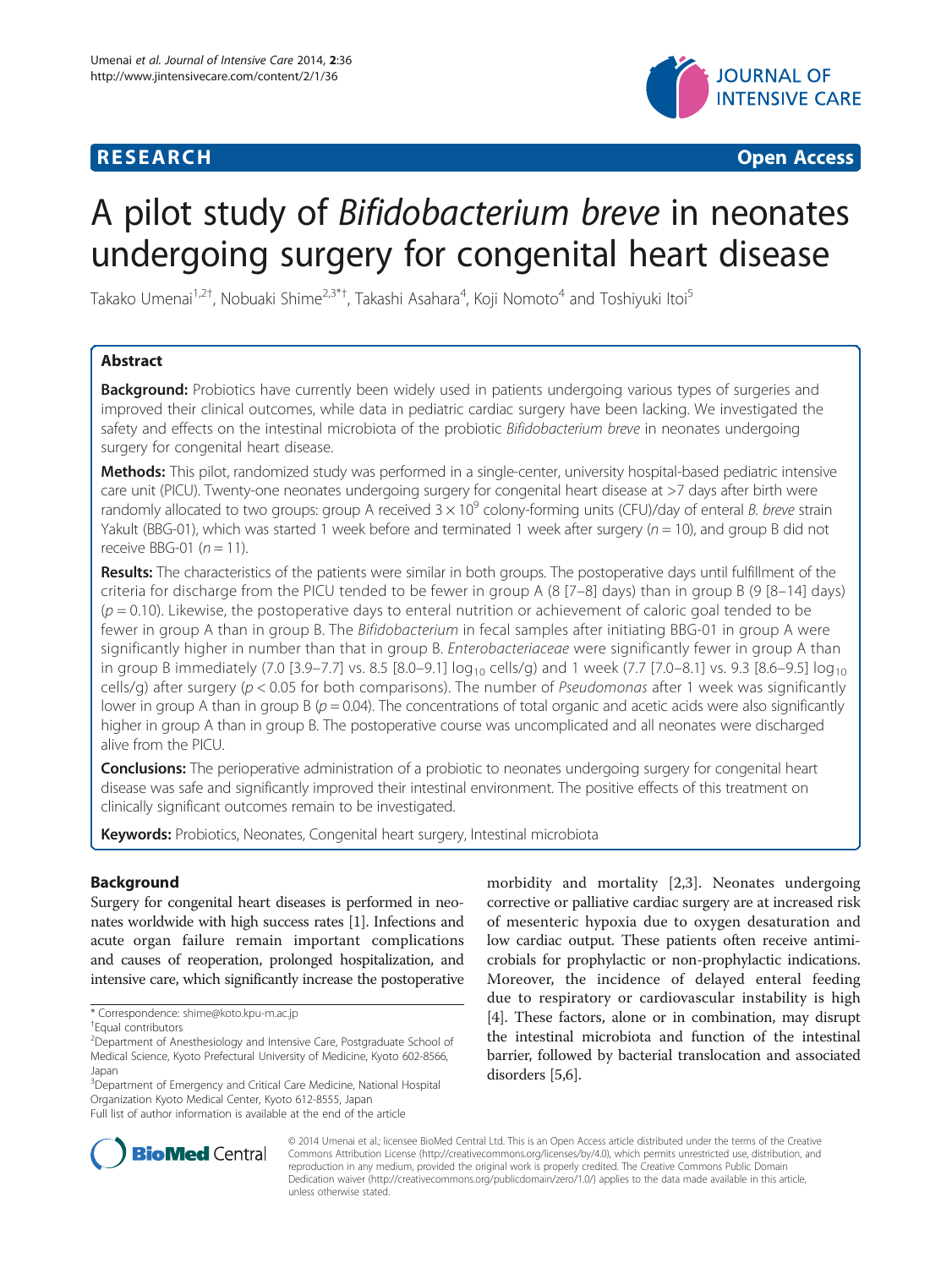**RESEARCH** **Open Access**

# A pilot study of *Bifidobacterium breve* in neonates undergoing surgery for congenital heart disease

Takako Umenai[1,2†], Nobuaki Shime[2,3*†], Takashi Asahara[4], Koji Nomoto[4] and Toshiyuki Itoi[5]

## Abstract

**Background:** Probiotics have currently been widely used in patients undergoing various types of surgeries and improved their clinical outcomes, while data in pediatric cardiac surgery have been lacking. We investigated the safety and effects on the intestinal microbiota of the probiotic *Bifidobacterium breve* in neonates undergoing surgery for congenital heart disease.

**Methods:** This pilot, randomized study was performed in a single-center, university hospital-based pediatric intensive care unit (PICU). Twenty-one neonates undergoing surgery for congenital heart disease at >7 days after birth were randomly allocated to two groups: group A received $3 \times 10^9$ colony-forming units (CFU)/day of enteral *B. breve* strain Yakult (BBG-01), which was started 1 week before and terminated 1 week after surgery ($n = 10$), and group B did not receive BBG-01 ($n = 11$).

**Results:** The characteristics of the patients were similar in both groups. The postoperative days until fulfillment of the criteria for discharge from the PICU tended to be fewer in group A (8 [7–8] days) than in group B (9 [8–14] days) ($p = 0.10$). Likewise, the postoperative days to enteral nutrition or achievement of caloric goal tended to be fewer in group A than in group B. The *Bifidobacterium* in fecal samples after initiating BBG-01 in group A were significantly higher in number than that in group B. *Enterobacteriaceae* were significantly fewer in group A than in group B immediately (7.0 [3.9–7.7] vs. 8.5 [8.0–9.1] $\log_{10}$ cells/g) and 1 week (7.7 [7.0–8.1] vs. 9.3 [8.6–9.5] $\log_{10}$ cells/g) after surgery ($p < 0.05$ for both comparisons). The number of *Pseudomonas* after 1 week was significantly lower in group A than in group B ($p = 0.04$). The concentrations of total organic and acetic acids were also significantly higher in group A than in group B. The postoperative course was uncomplicated and all neonates were discharged alive from the PICU.

**Conclusions:** The perioperative administration of a probiotic to neonates undergoing surgery for congenital heart disease was safe and significantly improved their intestinal environment. The positive effects of this treatment on clinically significant outcomes remain to be investigated.

**Keywords:** Probiotics, Neonates, Congenital heart surgery, Intestinal microbiota

## Background

Surgery for congenital heart diseases is performed in neonates worldwide with high success rates [1]. Infections and acute organ failure remain important complications and causes of reoperation, prolonged hospitalization, and intensive care, which significantly increase the postoperative morbidity and mortality [2,3]. Neonates undergoing corrective or palliative cardiac surgery are at increased risk of mesenteric hypoxia due to oxygen desaturation and low cardiac output. These patients often receive antimicrobials for prophylactic or non-prophylactic indications. Moreover, the incidence of delayed enteral feeding due to respiratory or cardiovascular instability is high [4]. These factors, alone or in combination, may disrupt the intestinal microbiota and function of the intestinal barrier, followed by bacterial translocation and associated disorders [5,6].

\* Correspondence: shime@koto.kpu-m.ac.jp

†Equal contributors

[2]Department of Anesthesiology and Intensive Care, Postgraduate School of Medical Science, Kyoto Prefectural University of Medicine, Kyoto 602-8566, Japan

[3]Department of Emergency and Critical Care Medicine, National Hospital Organization Kyoto Medical Center, Kyoto 612-8555, Japan

Full list of author information is available at the end of the article

© 2014 Umenai et al.; licensee BioMed Central Ltd. This is an Open Access article distributed under the terms of the Creative Commons Attribution License (http://creativecommons.org/licenses/by/4.0), which permits unrestricted use, distribution, and reproduction in any medium, provided the original work is properly credited. The Creative Commons Public Domain Dedication waiver (http://creativecommons.org/publicdomain/zero/1.0/) applies to the data made available in this article, unless otherwise stated.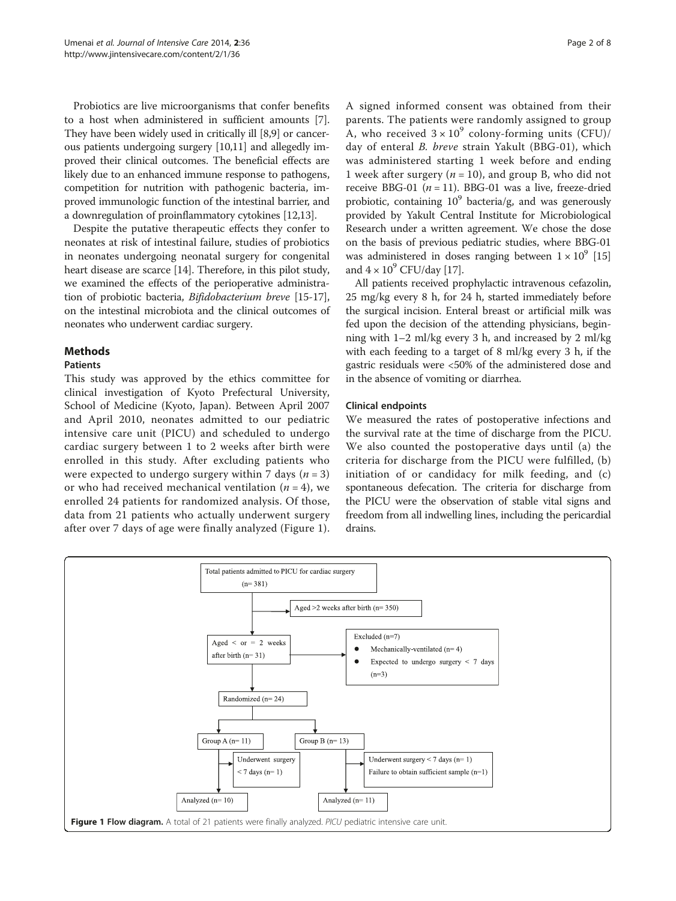Probiotics are live microorganisms that confer benefits to a host when administered in sufficient amounts [7]. They have been widely used in critically ill [8,9] or cancerous patients undergoing surgery [10,11] and allegedly improved their clinical outcomes. The beneficial effects are likely due to an enhanced immune response to pathogens, competition for nutrition with pathogenic bacteria, improved immunologic function of the intestinal barrier, and a downregulation of proinflammatory cytokines [12,13].

Despite the putative therapeutic effects they confer to neonates at risk of intestinal failure, studies of probiotics in neonates undergoing neonatal surgery for congenital heart disease are scarce [14]. Therefore, in this pilot study, we examined the effects of the perioperative administration of probiotic bacteria, *Bifidobacterium breve* [15-17], on the intestinal microbiota and the clinical outcomes of neonates who underwent cardiac surgery.

## Methods

### Patients

This study was approved by the ethics committee for clinical investigation of Kyoto Prefectural University, School of Medicine (Kyoto, Japan). Between April 2007 and April 2010, neonates admitted to our pediatric intensive care unit (PICU) and scheduled to undergo cardiac surgery between 1 to 2 weeks after birth were enrolled in this study. After excluding patients who were expected to undergo surgery within 7 days ($n = 3$) or who had received mechanical ventilation ($n = 4$), we enrolled 24 patients for randomized analysis. Of those, data from 21 patients who actually underwent surgery after over 7 days of age were finally analyzed (Figure 1). A signed informed consent was obtained from their parents. The patients were randomly assigned to group A, who received $3 \times 10^9$ colony-forming units (CFU)/day of enteral *B. breve* strain Yakult (BBG-01), which was administered starting 1 week before and ending 1 week after surgery ($n = 10$), and group B, who did not receive BBG-01 ($n = 11$). BBG-01 was a live, freeze-dried probiotic, containing $10^9$ bacteria/g, and was generously provided by Yakult Central Institute for Microbiological Research under a written agreement. We chose the dose on the basis of previous pediatric studies, where BBG-01 was administered in doses ranging between $1 \times 10^9$ [15] and $4 \times 10^9$ CFU/day [17].

All patients received prophylactic intravenous cefazolin, 25 mg/kg every 8 h, for 24 h, started immediately before the surgical incision. Enteral breast or artificial milk was fed upon the decision of the attending physicians, beginning with 1–2 ml/kg every 3 h, and increased by 2 ml/kg with each feeding to a target of 8 ml/kg every 3 h, if the gastric residuals were <50% of the administered dose and in the absence of vomiting or diarrhea.

### Clinical endpoints

We measured the rates of postoperative infections and the survival rate at the time of discharge from the PICU. We also counted the postoperative days until (a) the criteria for discharge from the PICU were fulfilled, (b) initiation of or candidacy for milk feeding, and (c) spontaneous defecation. The criteria for discharge from the PICU were the observation of stable vital signs and freedom from all indwelling lines, including the pericardial drains.

Total patients admitted to PICU for cardiac surgery (n= 381)
- Aged >2 weeks after birth (n= 350)

Aged < or = 2 weeks after birth (n= 31)
- Excluded (n=7)
  - Mechanically-ventilated (n= 4)
  - Expected to undergo surgery < 7 days (n=3)

Randomized (n= 24)

Group A (n= 11)
- Underwent surgery < 7 days (n= 1)
- Analyzed (n= 10)

Group B (n= 13)
- Underwent surgery < 7 days (n= 1)
- Failure to obtain sufficient sample (n=1)
- Analyzed (n= 11)

**Figure 1 Flow diagram.** A total of 21 patients were finally analyzed. *PICU* pediatric intensive care unit.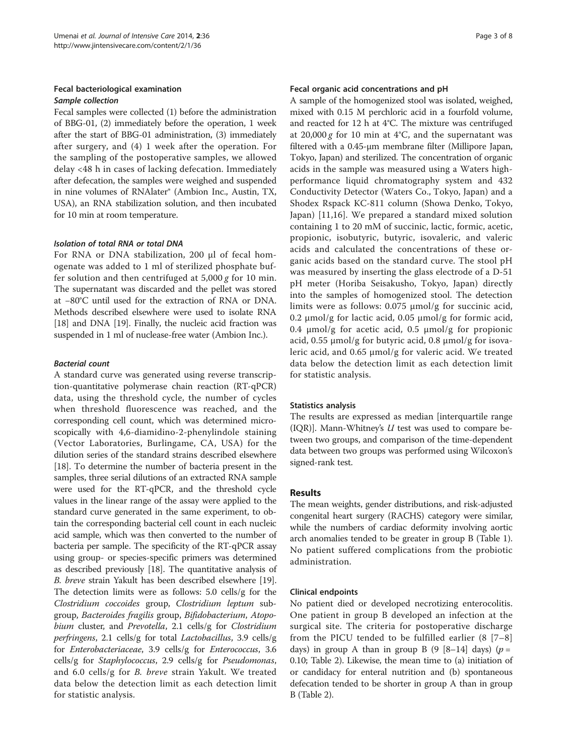### Fecal bacteriological examination

#### *Sample collection*

Fecal samples were collected (1) before the administration of BBG-01, (2) immediately before the operation, 1 week after the start of BBG-01 administration, (3) immediately after surgery, and (4) 1 week after the operation. For the sampling of the postoperative samples, we allowed delay <48 h in cases of lacking defecation. Immediately after defecation, the samples were weighed and suspended in nine volumes of RNAlater® (Ambion Inc., Austin, TX, USA), an RNA stabilization solution, and then incubated for 10 min at room temperature.

#### *Isolation of total RNA or total DNA*

For RNA or DNA stabilization, 200 μl of fecal homogenate was added to 1 ml of sterilized phosphate buffer solution and then centrifuged at 5,000 *g* for 10 min. The supernatant was discarded and the pellet was stored at −80°C until used for the extraction of RNA or DNA. Methods described elsewhere were used to isolate RNA [18] and DNA [19]. Finally, the nucleic acid fraction was suspended in 1 ml of nuclease-free water (Ambion Inc.).

#### *Bacterial count*

A standard curve was generated using reverse transcription-quantitative polymerase chain reaction (RT-qPCR) data, using the threshold cycle, the number of cycles when threshold fluorescence was reached, and the corresponding cell count, which was determined microscopically with 4,6-diamidino-2-phenylindole staining (Vector Laboratories, Burlingame, CA, USA) for the dilution series of the standard strains described elsewhere [18]. To determine the number of bacteria present in the samples, three serial dilutions of an extracted RNA sample were used for the RT-qPCR, and the threshold cycle values in the linear range of the assay were applied to the standard curve generated in the same experiment, to obtain the corresponding bacterial cell count in each nucleic acid sample, which was then converted to the number of bacteria per sample. The specificity of the RT-qPCR assay using group- or species-specific primers was determined as described previously [18]. The quantitative analysis of *B. breve* strain Yakult has been described elsewhere [19]. The detection limits were as follows: 5.0 cells/g for the *Clostridium coccoides* group, *Clostridium leptum* subgroup, *Bacteroides fragilis* group, *Bifidobacterium*, *Atopobium* cluster, and *Prevotella*, 2.1 cells/g for *Clostridium perfringens*, 2.1 cells/g for total *Lactobacillus*, 3.9 cells/g for *Enterobacteriaceae*, 3.9 cells/g for *Enterococcus*, 3.6 cells/g for *Staphylococcus*, 2.9 cells/g for *Pseudomonas*, and 6.0 cells/g for *B. breve* strain Yakult. We treated data below the detection limit as each detection limit for statistic analysis.

#### *Fecal organic acid concentrations and pH*

A sample of the homogenized stool was isolated, weighed, mixed with 0.15 M perchloric acid in a fourfold volume, and reacted for 12 h at 4°C. The mixture was centrifuged at 20,000 *g* for 10 min at 4°C, and the supernatant was filtered with a 0.45-μm membrane filter (Millipore Japan, Tokyo, Japan) and sterilized. The concentration of organic acids in the sample was measured using a Waters high-performance liquid chromatography system and 432 Conductivity Detector (Waters Co., Tokyo, Japan) and a Shodex Rspack KC-811 column (Showa Denko, Tokyo, Japan) [11,16]. We prepared a standard mixed solution containing 1 to 20 mM of succinic, lactic, formic, acetic, propionic, isobutyric, butyric, isovaleric, and valeric acids and calculated the concentrations of these organic acids based on the standard curve. The stool pH was measured by inserting the glass electrode of a D-51 pH meter (Horiba Seisakusho, Tokyo, Japan) directly into the samples of homogenized stool. The detection limits were as follows: 0.075 μmol/g for succinic acid, 0.2 μmol/g for lactic acid, 0.05 μmol/g for formic acid, 0.4 μmol/g for acetic acid, 0.5 μmol/g for propionic acid, 0.55 μmol/g for butyric acid, 0.8 μmol/g for isovaleric acid, and 0.65 μmol/g for valeric acid. We treated data below the detection limit as each detection limit for statistic analysis.

#### Statistics analysis

The results are expressed as median [interquartile range (IQR)]. Mann-Whitney's $U$ test was used to compare between two groups, and comparison of the time-dependent data between two groups was performed using Wilcoxon's signed-rank test.

## Results

The mean weights, gender distributions, and risk-adjusted congenital heart surgery (RACHS) category were similar, while the numbers of cardiac deformity involving aortic arch anomalies tended to be greater in group B (Table 1). No patient suffered complications from the probiotic administration.

### Clinical endpoints

No patient died or developed necrotizing enterocolitis. One patient in group B developed an infection at the surgical site. The criteria for postoperative discharge from the PICU tended to be fulfilled earlier (8 [7–8] days) in group A than in group B (9 [8–14] days) ($p$ = 0.10; Table 2). Likewise, the mean time to (a) initiation of or candidacy for enteral nutrition and (b) spontaneous defecation tended to be shorter in group A than in group B (Table 2).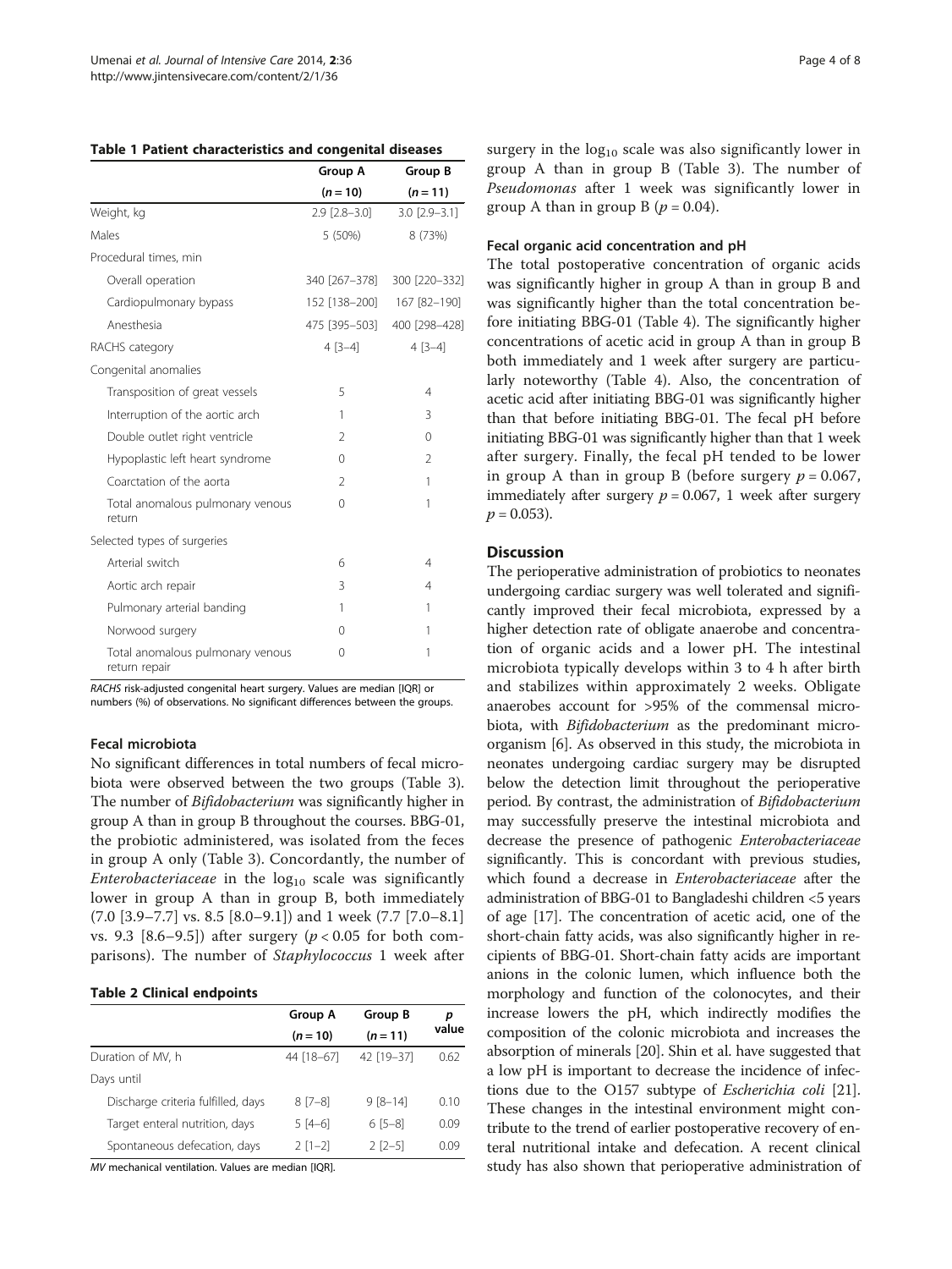**Table 1 Patient characteristics and congenital diseases**

| | Group A | Group B |
|---|---|---|
| | ($n = 10$) | ($n = 11$) |
| Weight, kg | 2.9 [2.8–3.0] | 3.0 [2.9–3.1] |
| Males | 5 (50%) | 8 (73%) |
| Procedural times, min | | |
| Overall operation | 340 [267–378] | 300 [220–332] |
| Cardiopulmonary bypass | 152 [138–200] | 167 [82–190] |
| Anesthesia | 475 [395–503] | 400 [298–428] |
| RACHS category | 4 [3–4] | 4 [3–4] |
| Congenital anomalies | | |
| Transposition of great vessels | 5 | 4 |
| Interruption of the aortic arch | 1 | 3 |
| Double outlet right ventricle | 2 | 0 |
| Hypoplastic left heart syndrome | 0 | 2 |
| Coarctation of the aorta | 2 | 1 |
| Total anomalous pulmonary venous return | 0 | 1 |
| Selected types of surgeries | | |
| Arterial switch | 6 | 4 |
| Aortic arch repair | 3 | 4 |
| Pulmonary arterial banding | 1 | 1 |
| Norwood surgery | 0 | 1 |
| Total anomalous pulmonary venous return repair | 0 | 1 |

*RACHS* risk-adjusted congenital heart surgery. Values are median [IQR] or numbers (%) of observations. No significant differences between the groups.

#### Fecal microbiota

No significant differences in total numbers of fecal microbiota were observed between the two groups (Table 3). The number of *Bifidobacterium* was significantly higher in group A than in group B throughout the courses. BBG-01, the probiotic administered, was isolated from the feces in group A only (Table 3). Concordantly, the number of *Enterobacteriaceae* in the $\log_{10}$ scale was significantly lower in group A than in group B, both immediately (7.0 [3.9–7.7] vs. 8.5 [8.0–9.1]) and 1 week (7.7 [7.0–8.1] vs. 9.3 [8.6–9.5]) after surgery ($p < 0.05$ for both comparisons). The number of *Staphylococcus* 1 week after surgery in the $\log_{10}$ scale was also significantly lower in group A than in group B (Table 3). The number of *Pseudomonas* after 1 week was significantly lower in group A than in group B ($p = 0.04$).

**Table 2 Clinical endpoints**

| | Group A | Group B | *p* value |
|---|---|---|---|
| | ($n = 10$) | ($n = 11$) | |
| Duration of MV, h | 44 [18–67] | 42 [19–37] | 0.62 |
| Days until | | | |
| Discharge criteria fulfilled, days | 8 [7–8] | 9 [8–14] | 0.10 |
| Target enteral nutrition, days | 5 [4–6] | 6 [5–8] | 0.09 |
| Spontaneous defecation, days | 2 [1–2] | 2 [2–5] | 0.09 |

*MV* mechanical ventilation. Values are median [IQR].

#### Fecal organic acid concentration and pH

The total postoperative concentration of organic acids was significantly higher in group A than in group B and was significantly higher than the total concentration before initiating BBG-01 (Table 4). The significantly higher concentrations of acetic acid in group A than in group B both immediately and 1 week after surgery are particularly noteworthy (Table 4). Also, the concentration of acetic acid after initiating BBG-01 was significantly higher than that before initiating BBG-01. The fecal pH before initiating BBG-01 was significantly higher than that 1 week after surgery. Finally, the fecal pH tended to be lower in group A than in group B (before surgery $p = 0.067$, immediately after surgery $p = 0.067$, 1 week after surgery $p = 0.053$).

## Discussion

The perioperative administration of probiotics to neonates undergoing cardiac surgery was well tolerated and significantly improved their fecal microbiota, expressed by a higher detection rate of obligate anaerobe and concentration of organic acids and a lower pH. The intestinal microbiota typically develops within 3 to 4 h after birth and stabilizes within approximately 2 weeks. Obligate anaerobes account for >95% of the commensal microbiota, with *Bifidobacterium* as the predominant microorganism [6]. As observed in this study, the microbiota in neonates undergoing cardiac surgery may be disrupted below the detection limit throughout the perioperative period. By contrast, the administration of *Bifidobacterium* may successfully preserve the intestinal microbiota and decrease the presence of pathogenic *Enterobacteriaceae* significantly. This is concordant with previous studies, which found a decrease in *Enterobacteriaceae* after the administration of BBG-01 to Bangladeshi children <5 years of age [17]. The concentration of acetic acid, one of the short-chain fatty acids, was also significantly higher in recipients of BBG-01. Short-chain fatty acids are important anions in the colonic lumen, which influence both the morphology and function of the colonocytes, and their increase lowers the pH, which indirectly modifies the composition of the colonic microbiota and increases the absorption of minerals [20]. Shin et al. have suggested that a low pH is important to decrease the incidence of infections due to the O157 subtype of *Escherichia coli* [21]. These changes in the intestinal environment might contribute to the trend of earlier postoperative recovery of enteral nutritional intake and defecation. A recent clinical study has also shown that perioperative administration of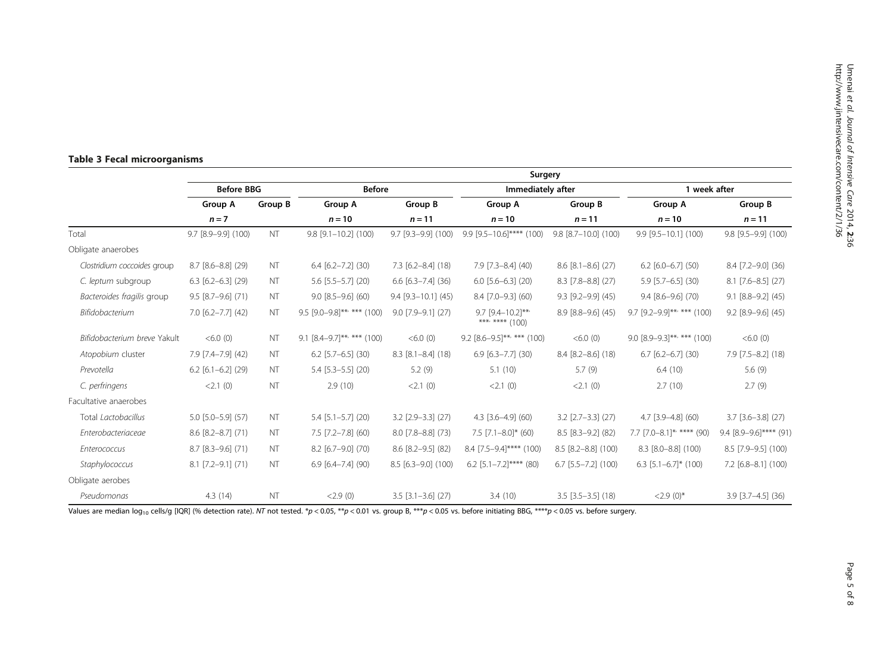**Table 3 Fecal microorganisms**

| | Before BBG | | Surgery | | | | | |
|---|---|---|---|---|---|---|---|---|
| | | | Before | | Immediately after | | 1 week after | |
| | Group A | Group B | Group A | Group B | Group A | Group B | Group A | Group B |
| | $n = 7$ | | $n = 10$ | $n = 11$ | $n = 10$ | $n = 11$ | $n = 10$ | $n = 11$ |
| Total | 9.7 [8.9–9.9] (100) | NT | 9.8 [9.1–10.2] (100) | 9.7 [9.3–9.9] (100) | 9.9 [9.5–10.6]**** (100) | 9.8 [8.7–10.0] (100) | 9.9 [9.5–10.1] (100) | 9.8 [9.5–9.9] (100) |
| Obligate anaerobes | | | | | | | | |
| *Clostridium coccoides* group | 8.7 [8.6–8.8] (29) | NT | 6.4 [6.2–7.2] (30) | 7.3 [6.2–8.4] (18) | 7.9 [7.3–8.4] (40) | 8.6 [8.1–8.6] (27) | 6.2 [6.0–6.7] (50) | 8.4 [7.2–9.0] (36) |
| *C. leptum* subgroup | 6.3 [6.2–6.3] (29) | NT | 5.6 [5.5–5.7] (20) | 6.6 [6.3–7.4] (36) | 6.0 [5.6–6.3] (20) | 8.3 [7.8–8.8] (27) | 5.9 [5.7–6.5] (30) | 8.1 [7.6–8.5] (27) |
| *Bacteroides fragilis* group | 9.5 [8.7–9.6] (71) | NT | 9.0 [8.5–9.6] (60) | 9.4 [9.3–10.1] (45) | 8.4 [7.0–9.3] (60) | 9.3 [9.2–9.9] (45) | 9.4 [8.6–9.6] (70) | 9.1 [8.8–9.2] (45) |
| *Bifidobacterium* | 7.0 [6.2–7.7] (42) | NT | 9.5 [9.0–9.8]**, *** (100) | 9.0 [7.9–9.1] (27) | 9.7 [9.4–10.2]**, ***, **** (100) | 8.9 [8.8–9.6] (45) | 9.7 [9.2–9.9]**, *** (100) | 9.2 [8.9–9.6] (45) |
| *Bifidobacterium breve* Yakult | <6.0 (0) | NT | 9.1 [8.4–9.7]**, *** (100) | <6.0 (0) | 9.2 [8.6–9.5]**, *** (100) | <6.0 (0) | 9.0 [8.9–9.3]**, *** (100) | <6.0 (0) |
| *Atopobium* cluster | 7.9 [7.4–7.9] (42) | NT | 6.2 [5.7–6.5] (30) | 8.3 [8.1–8.4] (18) | 6.9 [6.3–7.7] (30) | 8.4 [8.2–8.6] (18) | 6.7 [6.2–6.7] (30) | 7.9 [7.5–8.2] (18) |
| *Prevotella* | 6.2 [6.1–6.2] (29) | NT | 5.4 [5.3–5.5] (20) | 5.2 (9) | 5.1 (10) | 5.7 (9) | 6.4 (10) | 5.6 (9) |
| *C. perfringens* | <2.1 (0) | NT | 2.9 (10) | <2.1 (0) | <2.1 (0) | <2.1 (0) | 2.7 (10) | 2.7 (9) |
| Facultative anaerobes | | | | | | | | |
| Total *Lactobacillus* | 5.0 [5.0–5.9] (57) | NT | 5.4 [5.1–5.7] (20) | 3.2 [2.9–3.3] (27) | 4.3 [3.6–4.9] (60) | 3.2 [2.7–3.3] (27) | 4.7 [3.9–4.8] (60) | 3.7 [3.6–3.8] (27) |
| *Enterobacteriaceae* | 8.6 [8.2–8.7] (71) | NT | 7.5 [7.2–7.8] (60) | 8.0 [7.8–8.8] (73) | 7.5 [7.1–8.0]* (60) | 8.5 [8.3–9.2] (82) | 7.7 [7.0–8.1]*, **** (90) | 9.4 [8.9–9.6]**** (91) |
| *Enterococcus* | 8.7 [8.3–9.6] (71) | NT | 8.2 [6.7–9.0] (70) | 8.6 [8.2–9.5] (82) | 8.4 [7.5–9.4]**** (100) | 8.5 [8.2–8.8] (100) | 8.3 [8.0–8.8] (100) | 8.5 [7.9–9.5] (100) |
| *Staphylococcus* | 8.1 [7.2–9.1] (71) | NT | 6.9 [6.4–7.4] (90) | 8.5 [6.3–9.0] (100) | 6.2 [5.1–7.2]**** (80) | 6.7 [5.5–7.2] (100) | 6.3 [5.1–6.7]* (100) | 7.2 [6.8–8.1] (100) |
| Obligate aerobes | | | | | | | | |
| *Pseudomonas* | 4.3 (14) | NT | <2.9 (0) | 3.5 [3.1–3.6] (27) | 3.4 (10) | 3.5 [3.5–3.5] (18) | <2.9 (0)* | 3.9 [3.7–4.5] (36) |

Values are median $\log_{10}$ cells/g [IQR] (% detection rate). *NT* not tested. *$p < 0.05$, **$p < 0.01$ vs. group B, ***$p < 0.05$ vs. before initiating BBG, ****$p < 0.05$ vs. before surgery.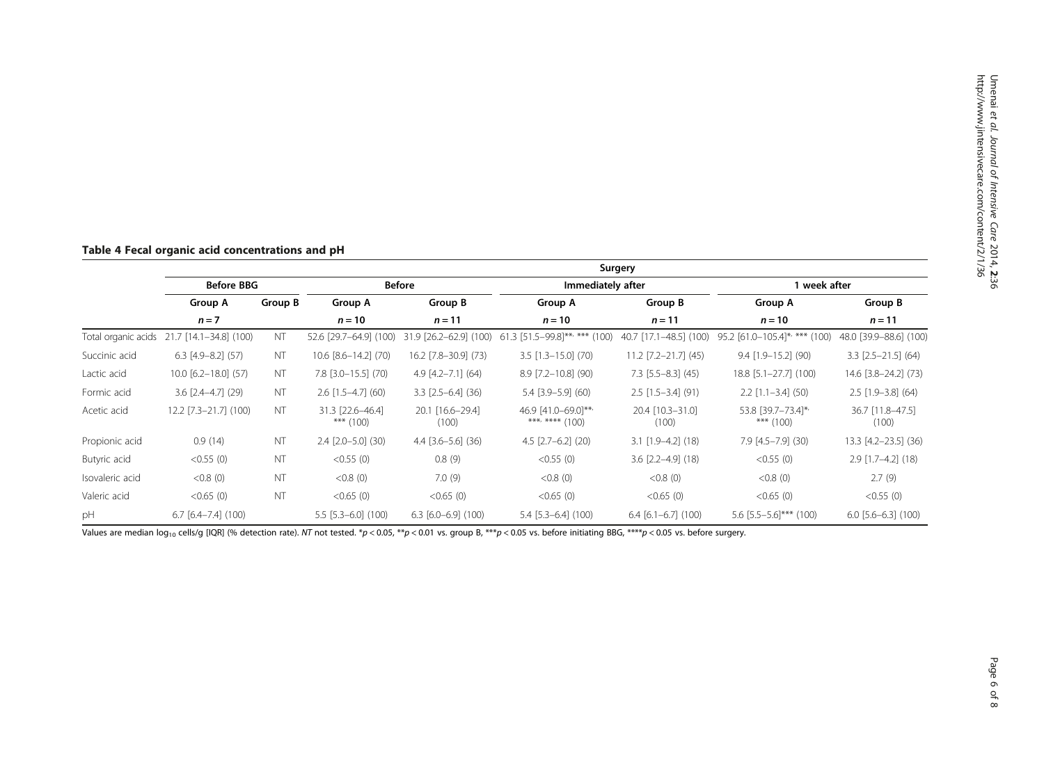**Table 4 Fecal organic acid concentrations and pH**

| | Before BBG | | Surgery | | | | | |
|---|---|---|---|---|---|---|---|---|
| | | | Before | | Immediately after | | 1 week after | |
| | Group A | Group B | Group A | Group B | Group A | Group B | Group A | Group B |
| | $n = 7$ | | $n = 10$ | $n = 11$ | $n = 10$ | $n = 11$ | $n = 10$ | $n = 11$ |
| Total organic acids | 21.7 [14.1–34.8] (100) | NT | 52.6 [29.7–64.9] (100) | 31.9 [26.2–62.9] (100) | 61.3 [51.5–99.8]**, *** (100) | 40.7 [17.1–48.5] (100) | 95.2 [61.0–105.4]*, *** (100) | 48.0 [39.9–88.6] (100) |
| Succinic acid | 6.3 [4.9–8.2] (57) | NT | 10.6 [8.6–14.2] (70) | 16.2 [7.8–30.9] (73) | 3.5 [1.3–15.0] (70) | 11.2 [7.2–21.7] (45) | 9.4 [1.9–15.2] (90) | 3.3 [2.5–21.5] (64) |
| Lactic acid | 10.0 [6.2–18.0] (57) | NT | 7.8 [3.0–15.5] (70) | 4.9 [4.2–7.1] (64) | 8.9 [7.2–10.8] (90) | 7.3 [5.5–8.3] (45) | 18.8 [5.1–27.7] (100) | 14.6 [3.8–24.2] (73) |
| Formic acid | 3.6 [2.4–4.7] (29) | NT | 2.6 [1.5–4.7] (60) | 3.3 [2.5–6.4] (36) | 5.4 [3.9–5.9] (60) | 2.5 [1.5–3.4] (91) | 2.2 [1.1–3.4] (50) | 2.5 [1.9–3.8] (64) |
| Acetic acid | 12.2 [7.3–21.7] (100) | NT | 31.3 [22.6–46.4] *** (100) | 20.1 [16.6–29.4] (100) | 46.9 [41.0–69.0]**, ***, **** (100) | 20.4 [10.3–31.0] (100) | 53.8 [39.7–73.4]*, *** (100) | 36.7 [11.8–47.5] (100) |
| Propionic acid | 0.9 (14) | NT | 2.4 [2.0–5.0] (30) | 4.4 [3.6–5.6] (36) | 4.5 [2.7–6.2] (20) | 3.1 [1.9–4.2] (18) | 7.9 [4.5–7.9] (30) | 13.3 [4.2–23.5] (36) |
| Butyric acid | <0.55 (0) | NT | <0.55 (0) | 0.8 (9) | <0.55 (0) | 3.6 [2.2–4.9] (18) | <0.55 (0) | 2.9 [1.7–4.2] (18) |
| Isovaleric acid | <0.8 (0) | NT | <0.8 (0) | 7.0 (9) | <0.8 (0) | <0.8 (0) | <0.8 (0) | 2.7 (9) |
| Valeric acid | <0.65 (0) | NT | <0.65 (0) | <0.65 (0) | <0.65 (0) | <0.65 (0) | <0.65 (0) | <0.55 (0) |
| pH | 6.7 [6.4–7.4] (100) | | 5.5 [5.3–6.0] (100) | 6.3 [6.0–6.9] (100) | 5.4 [5.3–6.4] (100) | 6.4 [6.1–6.7] (100) | 5.6 [5.5–5.6]*** (100) | 6.0 [5.6–6.3] (100) |

Values are median $\log_{10}$ cells/g [IQR] (% detection rate). *NT* not tested. *$p < 0.05$, **$p < 0.01$ vs. group B, ***$p < 0.05$ vs. before initiating BBG, ****$p < 0.05$ vs. before surgery.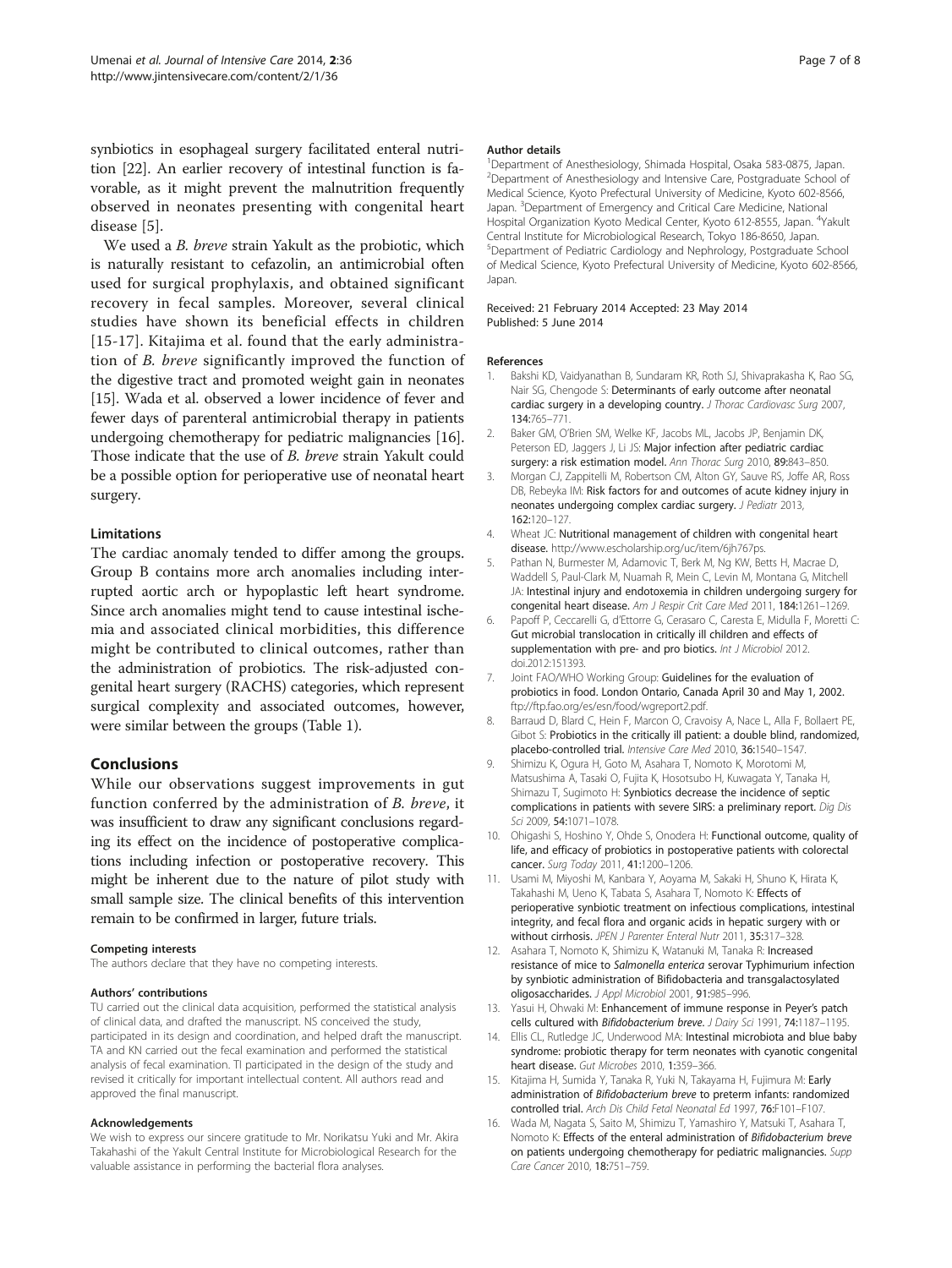synbiotics in esophageal surgery facilitated enteral nutrition [22]. An earlier recovery of intestinal function is favorable, as it might prevent the malnutrition frequently observed in neonates presenting with congenital heart disease [5].

We used a *B. breve* strain Yakult as the probiotic, which is naturally resistant to cefazolin, an antimicrobial often used for surgical prophylaxis, and obtained significant recovery in fecal samples. Moreover, several clinical studies have shown its beneficial effects in children [15-17]. Kitajima et al. found that the early administration of *B. breve* significantly improved the function of the digestive tract and promoted weight gain in neonates [15]. Wada et al. observed a lower incidence of fever and fewer days of parenteral antimicrobial therapy in patients undergoing chemotherapy for pediatric malignancies [16]. Those indicate that the use of *B. breve* strain Yakult could be a possible option for perioperative use of neonatal heart surgery.

### Limitations

The cardiac anomaly tended to differ among the groups. Group B contains more arch anomalies including interrupted aortic arch or hypoplastic left heart syndrome. Since arch anomalies might tend to cause intestinal ischemia and associated clinical morbidities, this difference might be contributed to clinical outcomes, rather than the administration of probiotics. The risk-adjusted congenital heart surgery (RACHS) categories, which represent surgical complexity and associated outcomes, however, were similar between the groups (Table 1).

## Conclusions

While our observations suggest improvements in gut function conferred by the administration of *B. breve*, it was insufficient to draw any significant conclusions regarding its effect on the incidence of postoperative complications including infection or postoperative recovery. This might be inherent due to the nature of pilot study with small sample size. The clinical benefits of this intervention remain to be confirmed in larger, future trials.

#### Competing interests

The authors declare that they have no competing interests.

#### Authors' contributions

TU carried out the clinical data acquisition, performed the statistical analysis of clinical data, and drafted the manuscript. NS conceived the study, participated in its design and coordination, and helped draft the manuscript. TA and KN carried out the fecal examination and performed the statistical analysis of fecal examination. TI participated in the design of the study and revised it critically for important intellectual content. All authors read and approved the final manuscript.

#### Acknowledgements

We wish to express our sincere gratitude to Mr. Norikatsu Yuki and Mr. Akira Takahashi of the Yakult Central Institute for Microbiological Research for the valuable assistance in performing the bacterial flora analyses.

#### Author details

[1]Department of Anesthesiology, Shimada Hospital, Osaka 583-0875, Japan. [2]Department of Anesthesiology and Intensive Care, Postgraduate School of Medical Science, Kyoto Prefectural University of Medicine, Kyoto 602-8566, Japan. [3]Department of Emergency and Critical Care Medicine, National Hospital Organization Kyoto Medical Center, Kyoto 612-8555, Japan. [4]Yakult Central Institute for Microbiological Research, Tokyo 186-8650, Japan. [5]Department of Pediatric Cardiology and Nephrology, Postgraduate School of Medical Science, Kyoto Prefectural University of Medicine, Kyoto 602-8566, Japan.

Received: 21 February 2014 Accepted: 23 May 2014
Published: 5 June 2014

#### References

1. Bakshi KD, Vaidyanathan B, Sundaram KR, Roth SJ, Shivaprakasha K, Rao SG, Nair SG, Chengode S: **Determinants of early outcome after neonatal cardiac surgery in a developing country.** *J Thorac Cardiovasc Surg* 2007, **134:**765–771.
2. Baker GM, O'Brien SM, Welke KF, Jacobs ML, Jacobs JP, Benjamin DK, Peterson ED, Jaggers J, Li JS: **Major infection after pediatric cardiac surgery: a risk estimation model.** *Ann Thorac Surg* 2010, **89:**843–850.
3. Morgan CJ, Zappitelli M, Robertson CM, Alton GY, Sauve RS, Joffe AR, Ross DB, Rebeyka IM: **Risk factors for and outcomes of acute kidney injury in neonates undergoing complex cardiac surgery.** *J Pediatr* 2013, **162:**120–127.
4. Wheat JC: **Nutritional management of children with congenital heart disease.** http://www.escholarship.org/uc/item/6jh767ps.
5. Pathan N, Burmester M, Adamovic T, Berk M, Ng KW, Betts H, Macrae D, Waddell S, Paul-Clark M, Nuamah R, Mein C, Levin M, Montana G, Mitchell JA: **Intestinal injury and endotoxemia in children undergoing surgery for congenital heart disease.** *Am J Respir Crit Care Med* 2011, **184:**1261–1269.
6. Papoff P, Ceccarelli G, d'Ettorre G, Cerasaro C, Caresta E, Midulla F, Moretti C: **Gut microbial translocation in critically ill children and effects of supplementation with pre- and pro biotics.** *Int J Microbiol* 2012. doi.2012:151393.
7. Joint FAO/WHO Working Group: **Guidelines for the evaluation of probiotics in food. London Ontario, Canada April 30 and May 1, 2002.** ftp://ftp.fao.org/es/esn/food/wgreport2.pdf.
8. Barraud D, Blard C, Hein F, Marcon O, Cravoisy A, Nace L, Alla F, Bollaert PE, Gibot S: **Probiotics in the critically ill patient: a double blind, randomized, placebo-controlled trial.** *Intensive Care Med* 2010, **36:**1540–1547.
9. Shimizu K, Ogura H, Goto M, Asahara T, Nomoto K, Morotomi M, Matsushima A, Tasaki O, Fujita K, Hosotsubo H, Kuwagata Y, Tanaka H, Shimazu T, Sugimoto H: **Synbiotics decrease the incidence of septic complications in patients with severe SIRS: a preliminary report.** *Dig Dis Sci* 2009, **54:**1071–1078.
10. Ohigashi S, Hoshino Y, Ohde S, Onodera H: **Functional outcome, quality of life, and efficacy of probiotics in postoperative patients with colorectal cancer.** *Surg Today* 2011, **41:**1200–1206.
11. Usami M, Miyoshi M, Kanbara Y, Aoyama M, Sakaki H, Shuno K, Hirata K, Takahashi M, Ueno K, Tabata S, Asahara T, Nomoto K: **Effects of perioperative synbiotic treatment on infectious complications, intestinal integrity, and fecal flora and organic acids in hepatic surgery with or without cirrhosis.** *JPEN J Parenter Enteral Nutr* 2011, **35:**317–328.
12. Asahara T, Nomoto K, Shimizu K, Watanuki M, Tanaka R: **Increased resistance of mice to *Salmonella enterica* serovar Typhimurium infection by synbiotic administration of Bifidobacteria and transgalactosylated oligosaccharides.** *J Appl Microbiol* 2001, **91:**985–996.
13. Yasui H, Ohwaki M: **Enhancement of immune response in Peyer's patch cells cultured with *Bifidobacterium breve*.** *J Dairy Sci* 1991, **74:**1187–1195.
14. Ellis CL, Rutledge JC, Underwood MA: **Intestinal microbiota and blue baby syndrome: probiotic therapy for term neonates with cyanotic congenital heart disease.** *Gut Microbes* 2010, **1:**359–366.
15. Kitajima H, Sumida Y, Tanaka R, Yuki N, Takayama H, Fujimura M: **Early administration of *Bifidobacterium breve* to preterm infants: randomized controlled trial.** *Arch Dis Child Fetal Neonatal Ed* 1997, **76:**F101–F107.
16. Wada M, Nagata S, Saito M, Shimizu T, Yamashiro Y, Matsuki T, Asahara T, Nomoto K: **Effects of the enteral administration of *Bifidobacterium breve* on patients undergoing chemotherapy for pediatric malignancies.** *Supp Care Cancer* 2010, **18:**751–759.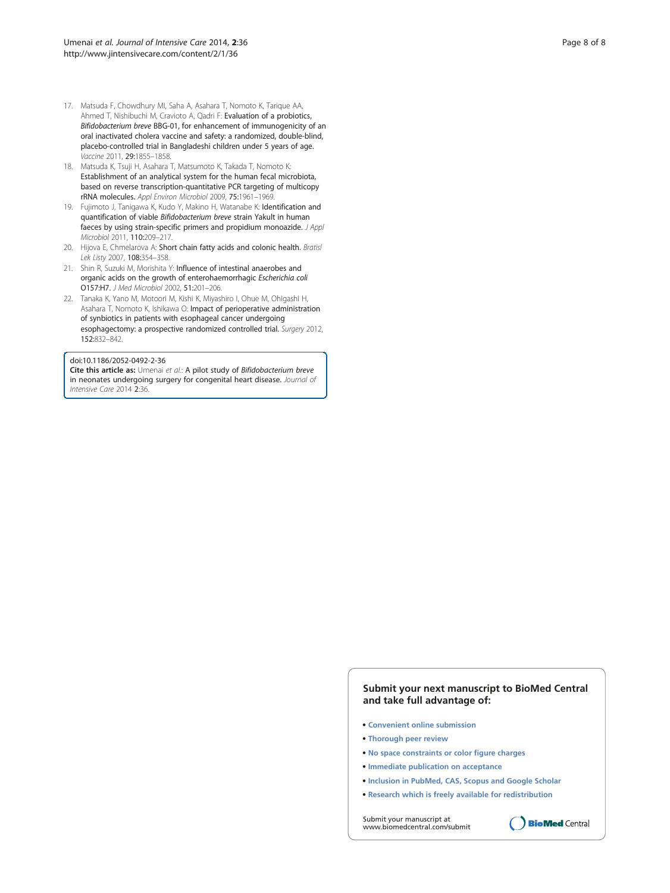17. Matsuda F, Chowdhury MI, Saha A, Asahara T, Nomoto K, Tarique AA, Ahmed T, Nishibuchi M, Cravioto A, Qadri F: **Evaluation of a probiotics, *Bifidobacterium breve* BBG-01, for enhancement of immunogenicity of an oral inactivated cholera vaccine and safety: a randomized, double-blind, placebo-controlled trial in Bangladeshi children under 5 years of age.** *Vaccine* 2011, **29:**1855–1858.
18. Matsuda K, Tsuji H, Asahara T, Matsumoto K, Takada T, Nomoto K: **Establishment of an analytical system for the human fecal microbiota, based on reverse transcription-quantitative PCR targeting of multicopy rRNA molecules.** *Appl Environ Microbiol* 2009, **75:**1961–1969.
19. Fujimoto J, Tanigawa K, Kudo Y, Makino H, Watanabe K: **Identification and quantification of viable *Bifidobacterium breve* strain Yakult in human faeces by using strain-specific primers and propidium monoazide.** *J Appl Microbiol* 2011, **110:**209–217.
20. Hijova E, Chmelarova A: **Short chain fatty acids and colonic health.** *Bratisl Lek Listy* 2007, **108:**354–358.
21. Shin R, Suzuki M, Morishita Y: **Influence of intestinal anaerobes and organic acids on the growth of enterohaemorrhagic *Escherichia coli* O157:H7.** *J Med Microbiol* 2002, **51:**201–206.
22. Tanaka K, Yano M, Motoori M, Kishi K, Miyashiro I, Ohue M, Ohigashi H, Asahara T, Nomoto K, Ishikawa O: **Impact of perioperative administration of synbiotics in patients with esophageal cancer undergoing esophagectomy: a prospective randomized controlled trial.** *Surgery* 2012, **152:**832–842.

doi:10.1186/2052-0492-2-36
**Cite this article as:** Umenai *et al.*: A pilot study of *Bifidobacterium breve* in neonates undergoing surgery for congenital heart disease. *Journal of Intensive Care* 2014 **2**:36.

**Submit your next manuscript to BioMed Central and take full advantage of:**

- **Convenient online submission**
- **Thorough peer review**
- **No space constraints or color figure charges**
- **Immediate publication on acceptance**
- **Inclusion in PubMed, CAS, Scopus and Google Scholar**
- **Research which is freely available for redistribution**

Submit your manuscript at
www.biomedcentral.com/submit

BioMed Central